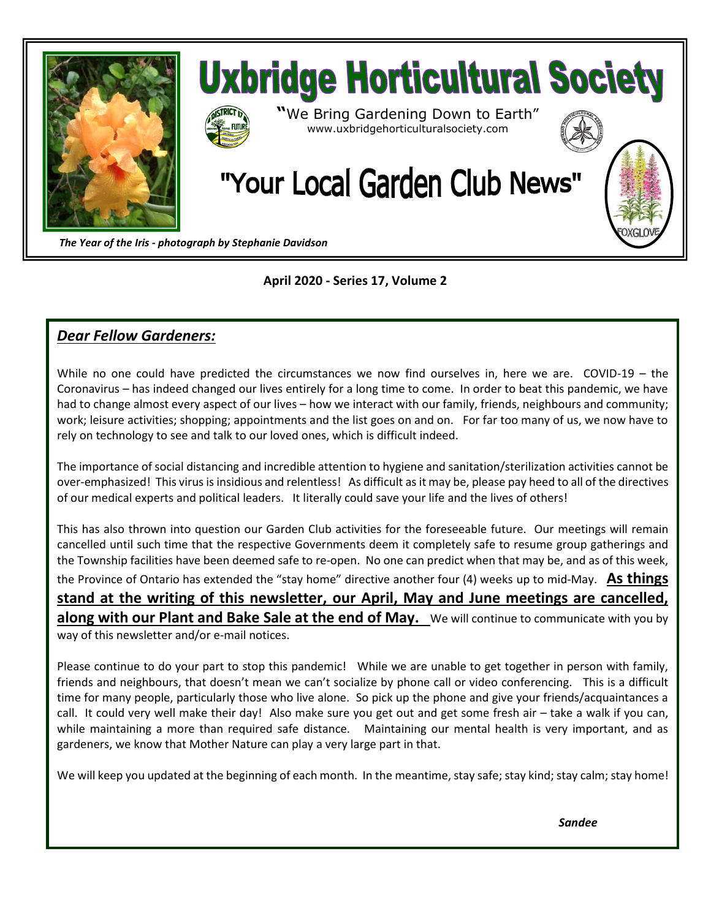# Uxbridge Horticultural Society

**"We Bring Gardening Down to Earth"**
www.uxbridgehorticulturalsociety.com

# "Your Local Garden Club News"

FOXGLOVE

*The Year of the Iris - photograph by Stephanie Davidson*

**April 2020 - Series 17, Volume 2**

## *Dear Fellow Gardeners:*

While no one could have predicted the circumstances we now find ourselves in, here we are. COVID-19 – the Coronavirus – has indeed changed our lives entirely for a long time to come. In order to beat this pandemic, we have had to change almost every aspect of our lives – how we interact with our family, friends, neighbours and community; work; leisure activities; shopping; appointments and the list goes on and on. For far too many of us, we now have to rely on technology to see and talk to our loved ones, which is difficult indeed.

The importance of social distancing and incredible attention to hygiene and sanitation/sterilization activities cannot be over-emphasized! This virus is insidious and relentless! As difficult as it may be, please pay heed to all of the directives of our medical experts and political leaders. It literally could save your life and the lives of others!

This has also thrown into question our Garden Club activities for the foreseeable future. Our meetings will remain cancelled until such time that the respective Governments deem it completely safe to resume group gatherings and the Township facilities have been deemed safe to re-open. No one can predict when that may be, and as of this week, the Province of Ontario has extended the "stay home" directive another four (4) weeks up to mid-May. **As things stand at the writing of this newsletter, our April, May and June meetings are cancelled, along with our Plant and Bake Sale at the end of May.** We will continue to communicate with you by way of this newsletter and/or e-mail notices.

Please continue to do your part to stop this pandemic! While we are unable to get together in person with family, friends and neighbours, that doesn't mean we can't socialize by phone call or video conferencing. This is a difficult time for many people, particularly those who live alone. So pick up the phone and give your friends/acquaintances a call. It could very well make their day! Also make sure you get out and get some fresh air – take a walk if you can, while maintaining a more than required safe distance. Maintaining our mental health is very important, and as gardeners, we know that Mother Nature can play a very large part in that.

We will keep you updated at the beginning of each month. In the meantime, stay safe; stay kind; stay calm; stay home!

*Sandee*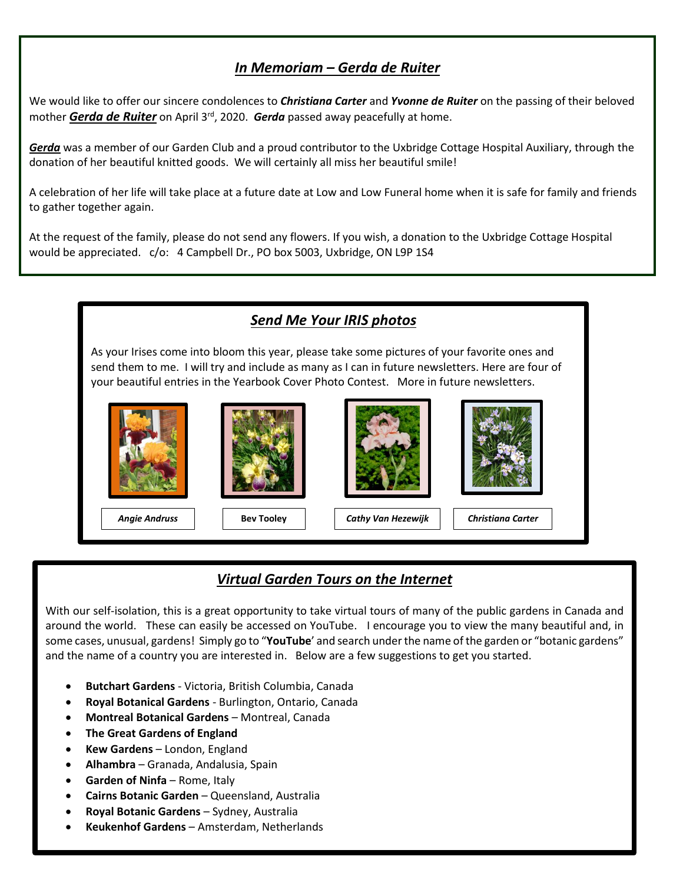## *In Memoriam – Gerda de Ruiter*

We would like to offer our sincere condolences to ***Christiana Carter*** and ***Yvonne de Ruiter*** on the passing of their beloved mother ***Gerda de Ruiter*** on April 3rd, 2020. ***Gerda*** passed away peacefully at home.

***Gerda*** was a member of our Garden Club and a proud contributor to the Uxbridge Cottage Hospital Auxiliary, through the donation of her beautiful knitted goods. We will certainly all miss her beautiful smile!

A celebration of her life will take place at a future date at Low and Low Funeral home when it is safe for family and friends to gather together again.

At the request of the family, please do not send any flowers. If you wish, a donation to the Uxbridge Cottage Hospital would be appreciated. c/o: 4 Campbell Dr., PO box 5003, Uxbridge, ON L9P 1S4

## *Send Me Your IRIS photos*

As your Irises come into bloom this year, please take some pictures of your favorite ones and send them to me. I will try and include as many as I can in future newsletters. Here are four of your beautiful entries in the Yearbook Cover Photo Contest. More in future newsletters.

*Angie Andruss*

**Bev Tooley**

*Cathy Van Hezewijk*

*Christiana Carter*

## *Virtual Garden Tours on the Internet*

With our self-isolation, this is a great opportunity to take virtual tours of many of the public gardens in Canada and around the world. These can easily be accessed on YouTube. I encourage you to view the many beautiful and, in some cases, unusual, gardens! Simply go to "**YouTube**' and search under the name of the garden or "botanic gardens" and the name of a country you are interested in. Below are a few suggestions to get you started.

- **Butchart Gardens** - Victoria, British Columbia, Canada
- **Royal Botanical Gardens** - Burlington, Ontario, Canada
- **Montreal Botanical Gardens** – Montreal, Canada
- **The Great Gardens of England**
- **Kew Gardens** – London, England
- **Alhambra** – Granada, Andalusia, Spain
- **Garden of Ninfa** – Rome, Italy
- **Cairns Botanic Garden** – Queensland, Australia
- **Royal Botanic Gardens** – Sydney, Australia
- **Keukenhof Gardens** – Amsterdam, Netherlands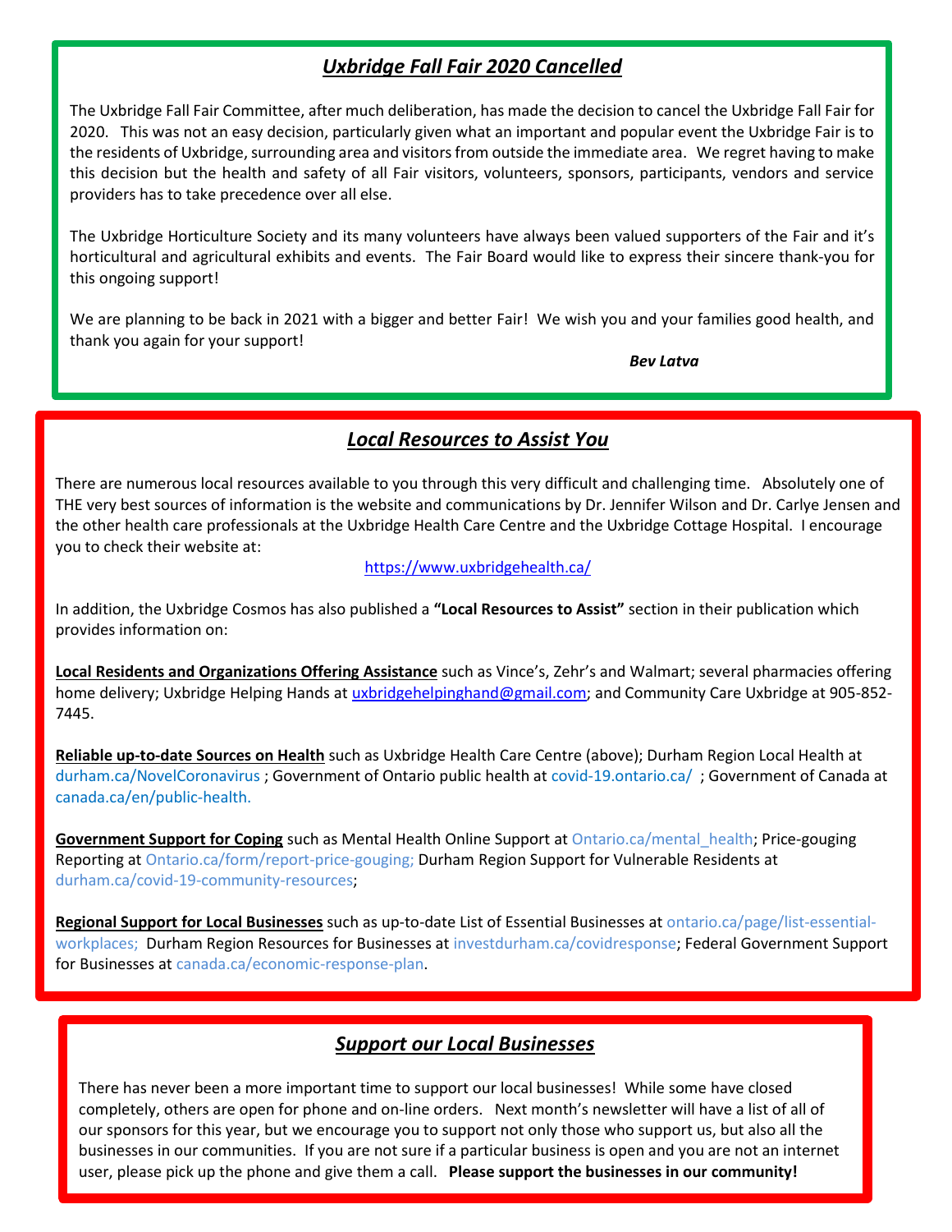## *Uxbridge Fall Fair 2020 Cancelled*

The Uxbridge Fall Fair Committee, after much deliberation, has made the decision to cancel the Uxbridge Fall Fair for 2020. This was not an easy decision, particularly given what an important and popular event the Uxbridge Fair is to the residents of Uxbridge, surrounding area and visitors from outside the immediate area. We regret having to make this decision but the health and safety of all Fair visitors, volunteers, sponsors, participants, vendors and service providers has to take precedence over all else.

The Uxbridge Horticulture Society and its many volunteers have always been valued supporters of the Fair and it's horticultural and agricultural exhibits and events. The Fair Board would like to express their sincere thank-you for this ongoing support!

We are planning to be back in 2021 with a bigger and better Fair! We wish you and your families good health, and thank you again for your support!

***Bev Latva***

## *Local Resources to Assist You*

There are numerous local resources available to you through this very difficult and challenging time. Absolutely one of THE very best sources of information is the website and communications by Dr. Jennifer Wilson and Dr. Carlye Jensen and the other health care professionals at the Uxbridge Health Care Centre and the Uxbridge Cottage Hospital. I encourage you to check their website at:

https://www.uxbridgehealth.ca/

In addition, the Uxbridge Cosmos has also published a **"Local Resources to Assist"** section in their publication which provides information on:

**Local Residents and Organizations Offering Assistance** such as Vince's, Zehr's and Walmart; several pharmacies offering home delivery; Uxbridge Helping Hands at uxbridgehelpinghand@gmail.com; and Community Care Uxbridge at 905-852-7445.

**Reliable up-to-date Sources on Health** such as Uxbridge Health Care Centre (above); Durham Region Local Health at durham.ca/NovelCoronavirus ; Government of Ontario public health at covid-19.ontario.ca/ ; Government of Canada at canada.ca/en/public-health.

**Government Support for Coping** such as Mental Health Online Support at Ontario.ca/mental_health; Price-gouging Reporting at Ontario.ca/form/report-price-gouging; Durham Region Support for Vulnerable Residents at durham.ca/covid-19-community-resources;

**Regional Support for Local Businesses** such as up-to-date List of Essential Businesses at ontario.ca/page/list-essential-workplaces; Durham Region Resources for Businesses at investdurham.ca/covidresponse; Federal Government Support for Businesses at canada.ca/economic-response-plan.

## *Support our Local Businesses*

There has never been a more important time to support our local businesses! While some have closed completely, others are open for phone and on-line orders. Next month's newsletter will have a list of all of our sponsors for this year, but we encourage you to support not only those who support us, but also all the businesses in our communities. If you are not sure if a particular business is open and you are not an internet user, please pick up the phone and give them a call. **Please support the businesses in our community!**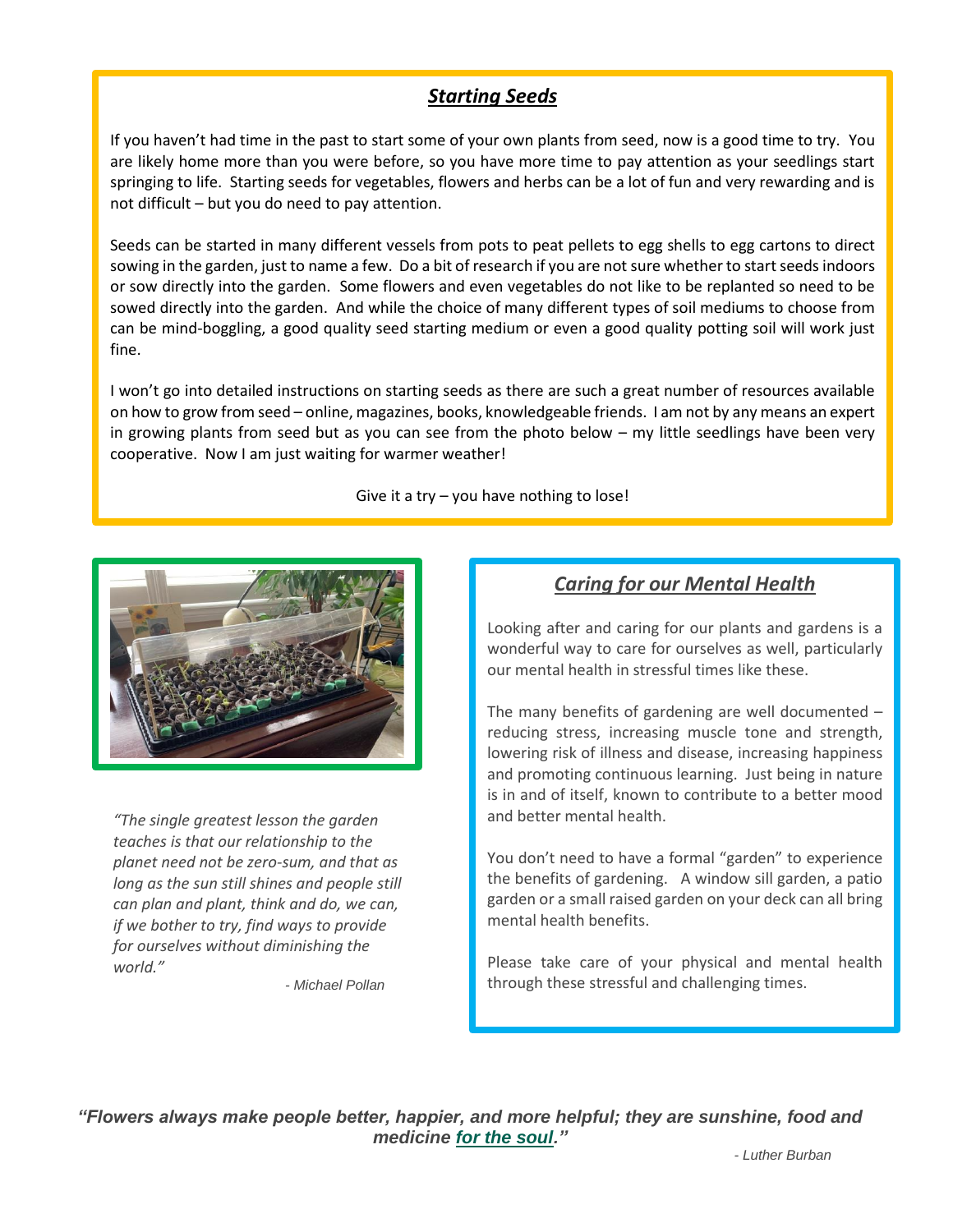## ***Starting Seeds***

If you haven't had time in the past to start some of your own plants from seed, now is a good time to try. You are likely home more than you were before, so you have more time to pay attention as your seedlings start springing to life. Starting seeds for vegetables, flowers and herbs can be a lot of fun and very rewarding and is not difficult – but you do need to pay attention.

Seeds can be started in many different vessels from pots to peat pellets to egg shells to egg cartons to direct sowing in the garden, just to name a few. Do a bit of research if you are not sure whether to start seeds indoors or sow directly into the garden. Some flowers and even vegetables do not like to be replanted so need to be sowed directly into the garden. And while the choice of many different types of soil mediums to choose from can be mind-boggling, a good quality seed starting medium or even a good quality potting soil will work just fine.

I won't go into detailed instructions on starting seeds as there are such a great number of resources available on how to grow from seed – online, magazines, books, knowledgeable friends. I am not by any means an expert in growing plants from seed but as you can see from the photo below – my little seedlings have been very cooperative. Now I am just waiting for warmer weather!

Give it a try – you have nothing to lose!

*"The single greatest lesson the garden teaches is that our relationship to the planet need not be zero-sum, and that as long as the sun still shines and people still can plan and plant, think and do, we can, if we bother to try, find ways to provide for ourselves without diminishing the world."*

*- Michael Pollan*

## ***Caring for our Mental Health***

Looking after and caring for our plants and gardens is a wonderful way to care for ourselves as well, particularly our mental health in stressful times like these.

The many benefits of gardening are well documented – reducing stress, increasing muscle tone and strength, lowering risk of illness and disease, increasing happiness and promoting continuous learning. Just being in nature is in and of itself, known to contribute to a better mood and better mental health.

You don't need to have a formal "garden" to experience the benefits of gardening. A window sill garden, a patio garden or a small raised garden on your deck can all bring mental health benefits.

Please take care of your physical and mental health through these stressful and challenging times.

***"Flowers always make people better, happier, and more helpful; they are sunshine, food and medicine for the soul."***

*- Luther Burban*